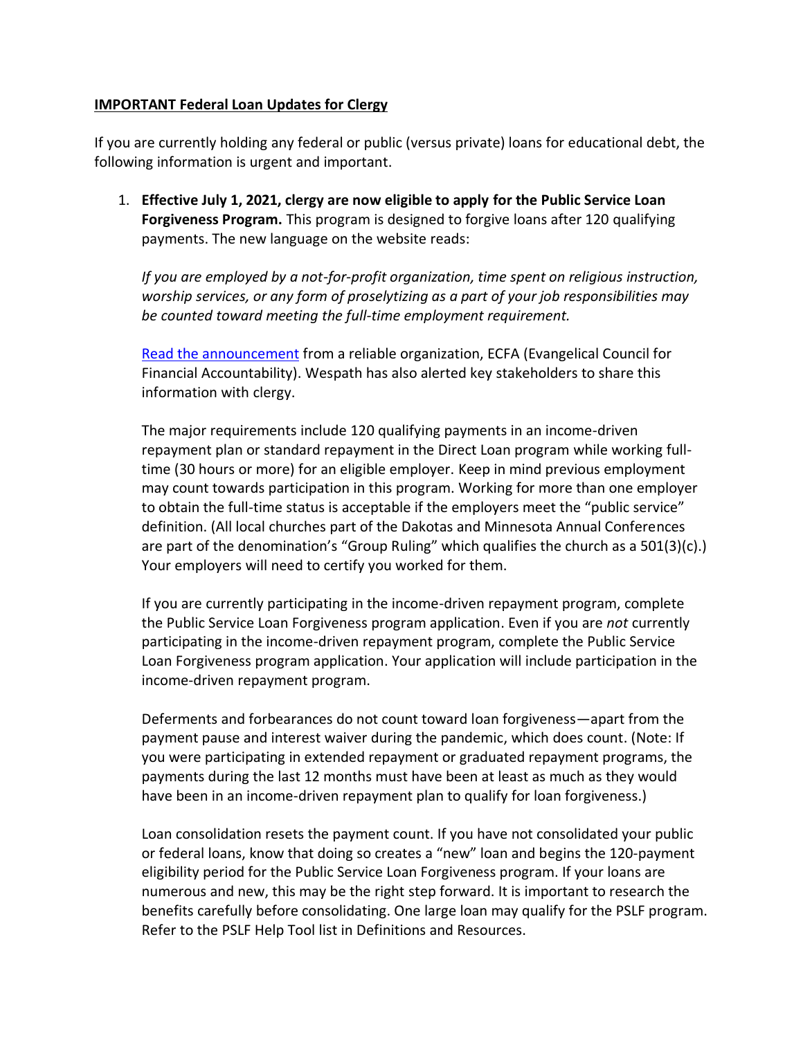**IMPORTANT Federal Loan Updates for Clergy**

If you are currently holding any federal or public (versus private) loans for educational debt, the following information is urgent and important.

1. **Effective July 1, 2021, clergy are now eligible to apply for the Public Service Loan Forgiveness Program.** This program is designed to forgive loans after 120 qualifying payments. The new language on the website reads:

   *If you are employed by a not-for-profit organization, time spent on religious instruction, worship services, or any form of proselytizing as a part of your job responsibilities may be counted toward meeting the full-time employment requirement.*

   Read the announcement from a reliable organization, ECFA (Evangelical Council for Financial Accountability). Wespath has also alerted key stakeholders to share this information with clergy.

   The major requirements include 120 qualifying payments in an income-driven repayment plan or standard repayment in the Direct Loan program while working full-time (30 hours or more) for an eligible employer. Keep in mind previous employment may count towards participation in this program. Working for more than one employer to obtain the full-time status is acceptable if the employers meet the "public service" definition. (All local churches part of the Dakotas and Minnesota Annual Conferences are part of the denomination's "Group Ruling" which qualifies the church as a 501(3)(c).) Your employers will need to certify you worked for them.

   If you are currently participating in the income-driven repayment program, complete the Public Service Loan Forgiveness program application. Even if you are *not* currently participating in the income-driven repayment program, complete the Public Service Loan Forgiveness program application. Your application will include participation in the income-driven repayment program.

   Deferments and forbearances do not count toward loan forgiveness—apart from the payment pause and interest waiver during the pandemic, which does count. (Note: If you were participating in extended repayment or graduated repayment programs, the payments during the last 12 months must have been at least as much as they would have been in an income-driven repayment plan to qualify for loan forgiveness.)

   Loan consolidation resets the payment count. If you have not consolidated your public or federal loans, know that doing so creates a "new" loan and begins the 120-payment eligibility period for the Public Service Loan Forgiveness program. If your loans are numerous and new, this may be the right step forward. It is important to research the benefits carefully before consolidating. One large loan may qualify for the PSLF program. Refer to the PSLF Help Tool list in Definitions and Resources.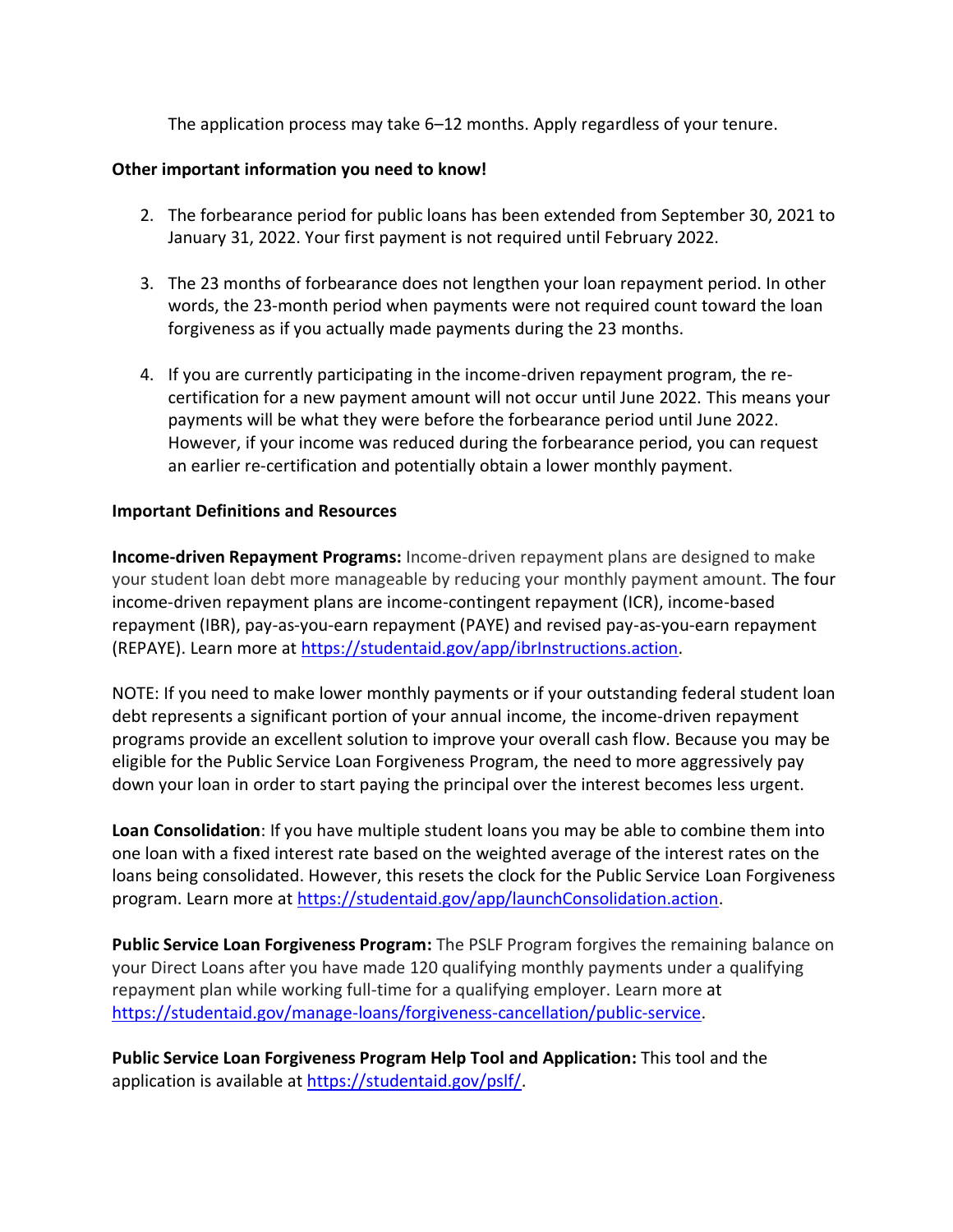The application process may take 6–12 months. Apply regardless of your tenure.

**Other important information you need to know!**

2. The forbearance period for public loans has been extended from September 30, 2021 to January 31, 2022. Your first payment is not required until February 2022.

3. The 23 months of forbearance does not lengthen your loan repayment period. In other words, the 23-month period when payments were not required count toward the loan forgiveness as if you actually made payments during the 23 months.

4. If you are currently participating in the income-driven repayment program, the re-certification for a new payment amount will not occur until June 2022. This means your payments will be what they were before the forbearance period until June 2022. However, if your income was reduced during the forbearance period, you can request an earlier re-certification and potentially obtain a lower monthly payment.

**Important Definitions and Resources**

**Income-driven Repayment Programs:** Income-driven repayment plans are designed to make your student loan debt more manageable by reducing your monthly payment amount. The four income-driven repayment plans are income-contingent repayment (ICR), income-based repayment (IBR), pay-as-you-earn repayment (PAYE) and revised pay-as-you-earn repayment (REPAYE). Learn more at https://studentaid.gov/app/ibrInstructions.action.

NOTE: If you need to make lower monthly payments or if your outstanding federal student loan debt represents a significant portion of your annual income, the income-driven repayment programs provide an excellent solution to improve your overall cash flow. Because you may be eligible for the Public Service Loan Forgiveness Program, the need to more aggressively pay down your loan in order to start paying the principal over the interest becomes less urgent.

**Loan Consolidation**: If you have multiple student loans you may be able to combine them into one loan with a fixed interest rate based on the weighted average of the interest rates on the loans being consolidated. However, this resets the clock for the Public Service Loan Forgiveness program. Learn more at https://studentaid.gov/app/launchConsolidation.action.

**Public Service Loan Forgiveness Program:** The PSLF Program forgives the remaining balance on your Direct Loans after you have made 120 qualifying monthly payments under a qualifying repayment plan while working full-time for a qualifying employer. Learn more at https://studentaid.gov/manage-loans/forgiveness-cancellation/public-service.

**Public Service Loan Forgiveness Program Help Tool and Application:** This tool and the application is available at https://studentaid.gov/pslf/.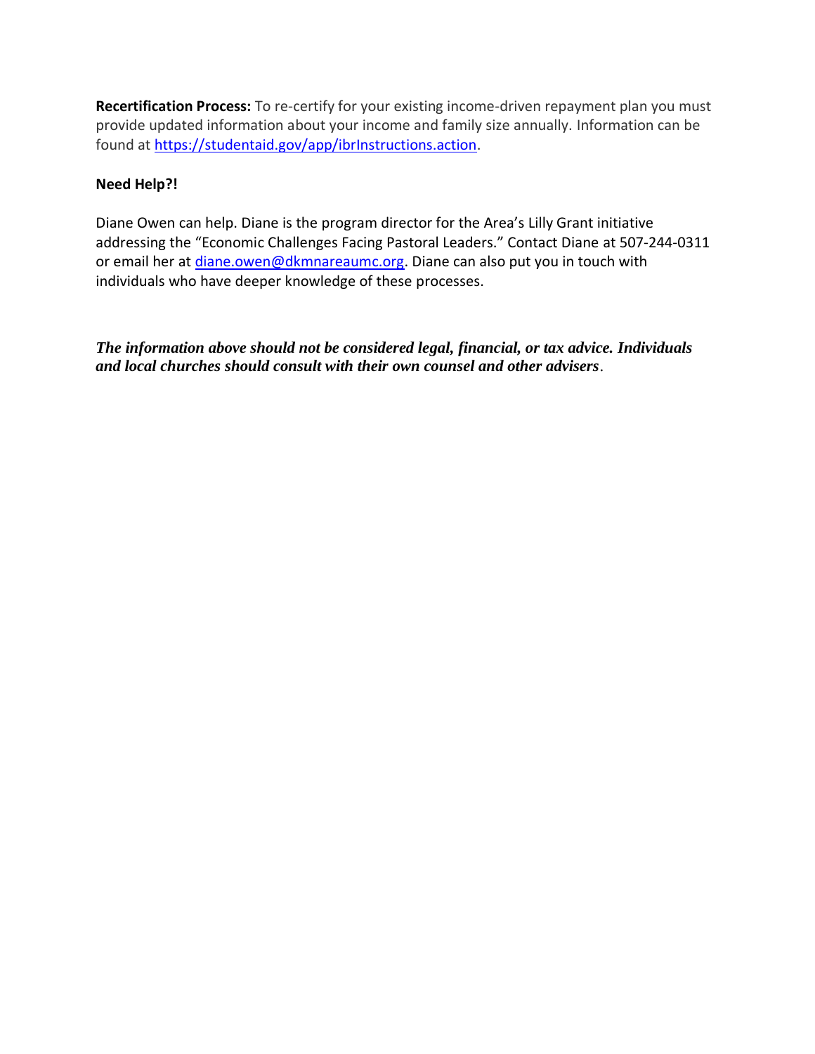**Recertification Process:** To re-certify for your existing income-driven repayment plan you must provide updated information about your income and family size annually. Information can be found at https://studentaid.gov/app/ibrInstructions.action.

**Need Help?!**

Diane Owen can help. Diane is the program director for the Area's Lilly Grant initiative addressing the "Economic Challenges Facing Pastoral Leaders." Contact Diane at 507-244-0311 or email her at diane.owen@dkmnareaumc.org. Diane can also put you in touch with individuals who have deeper knowledge of these processes.

***The information above should not be considered legal, financial, or tax advice. Individuals and local churches should consult with their own counsel and other advisers***.